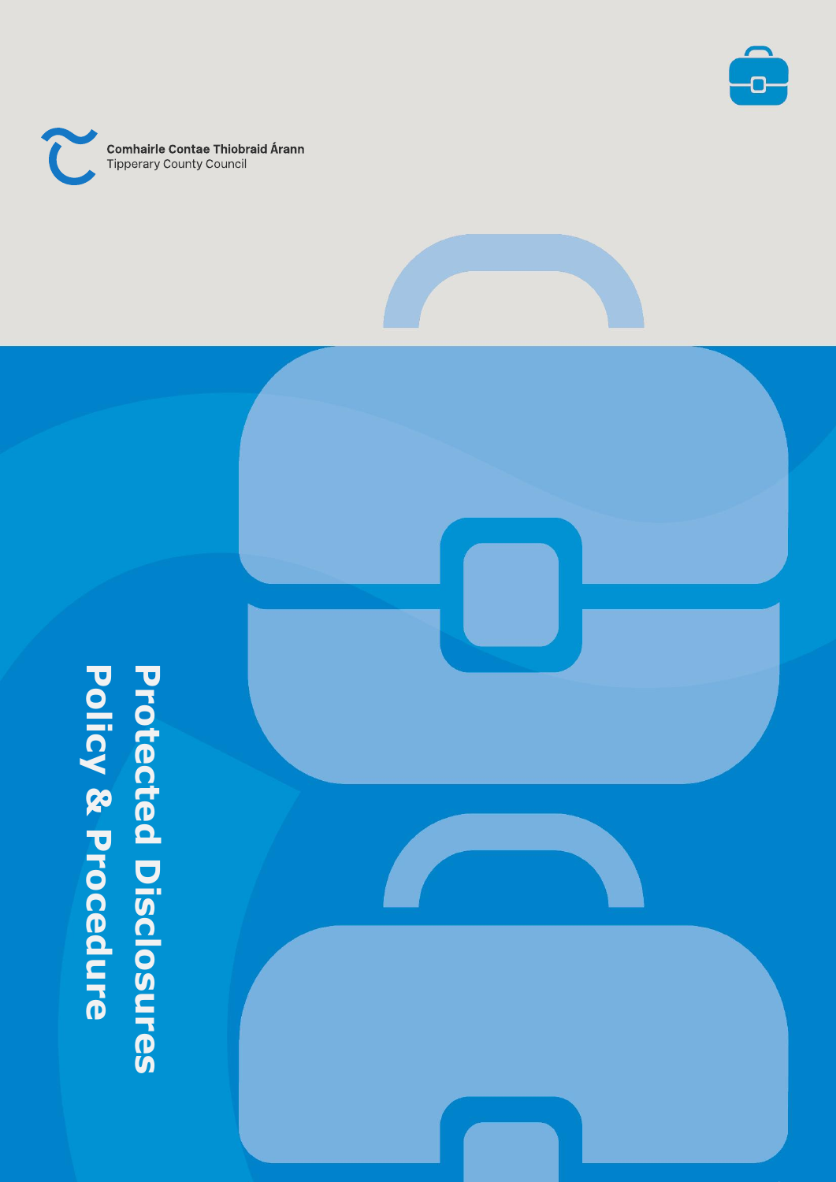Comhairle Contae Thiobraid Árann
Tipperary County Council

# Protected Disclosures Policy & Procedure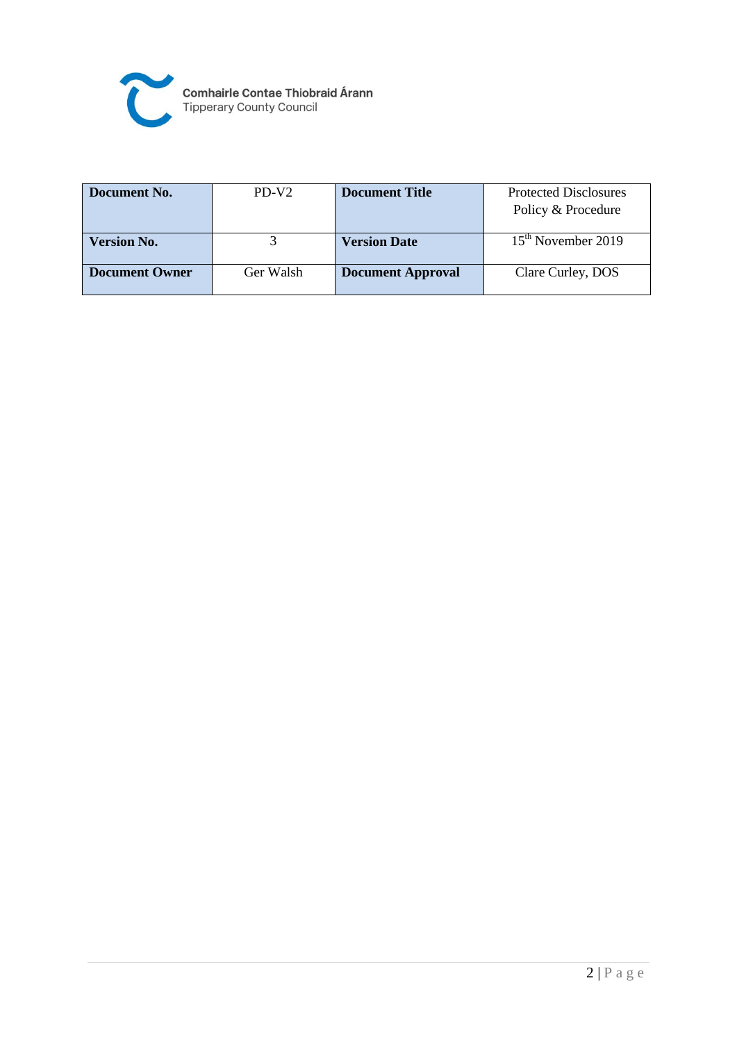Comhairle Contae Thiobraid Árann
Tipperary County Council

| | | | |
|---|---|---|---|
| **Document No.** | PD-V2 | **Document Title** | Protected Disclosures Policy & Procedure |
| **Version No.** | 3 | **Version Date** | 15th November 2019 |
| **Document Owner** | Ger Walsh | **Document Approval** | Clare Curley, DOS |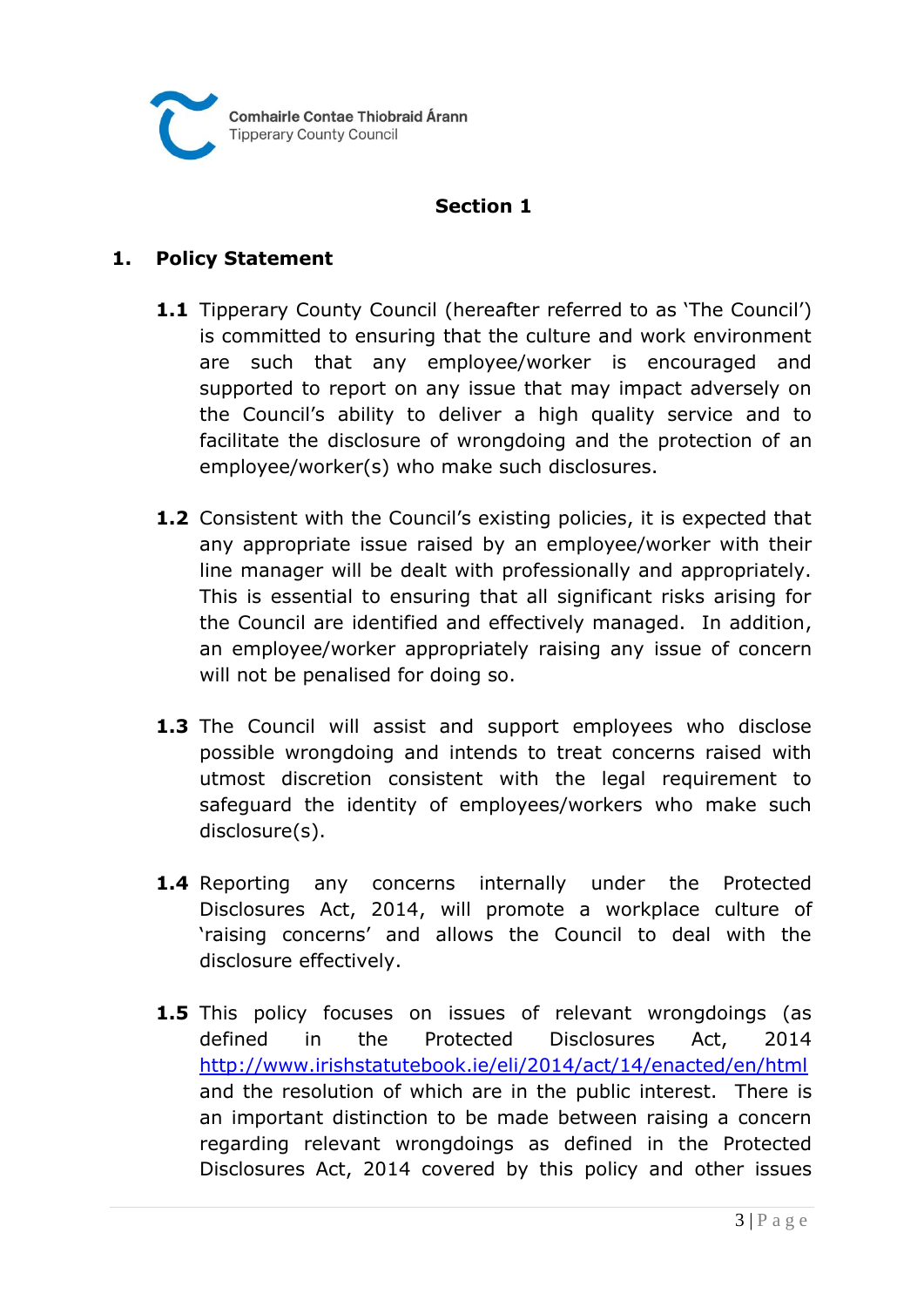## Section 1

### 1. Policy Statement

**1.1** Tipperary County Council (hereafter referred to as 'The Council') is committed to ensuring that the culture and work environment are such that any employee/worker is encouraged and supported to report on any issue that may impact adversely on the Council's ability to deliver a high quality service and to facilitate the disclosure of wrongdoing and the protection of an employee/worker(s) who make such disclosures.

**1.2** Consistent with the Council's existing policies, it is expected that any appropriate issue raised by an employee/worker with their line manager will be dealt with professionally and appropriately. This is essential to ensuring that all significant risks arising for the Council are identified and effectively managed. In addition, an employee/worker appropriately raising any issue of concern will not be penalised for doing so.

**1.3** The Council will assist and support employees who disclose possible wrongdoing and intends to treat concerns raised with utmost discretion consistent with the legal requirement to safeguard the identity of employees/workers who make such disclosure(s).

**1.4** Reporting any concerns internally under the Protected Disclosures Act, 2014, will promote a workplace culture of 'raising concerns' and allows the Council to deal with the disclosure effectively.

**1.5** This policy focuses on issues of relevant wrongdoings (as defined in the Protected Disclosures Act, 2014 http://www.irishstatutebook.ie/eli/2014/act/14/enacted/en/html and the resolution of which are in the public interest. There is an important distinction to be made between raising a concern regarding relevant wrongdoings as defined in the Protected Disclosures Act, 2014 covered by this policy and other issues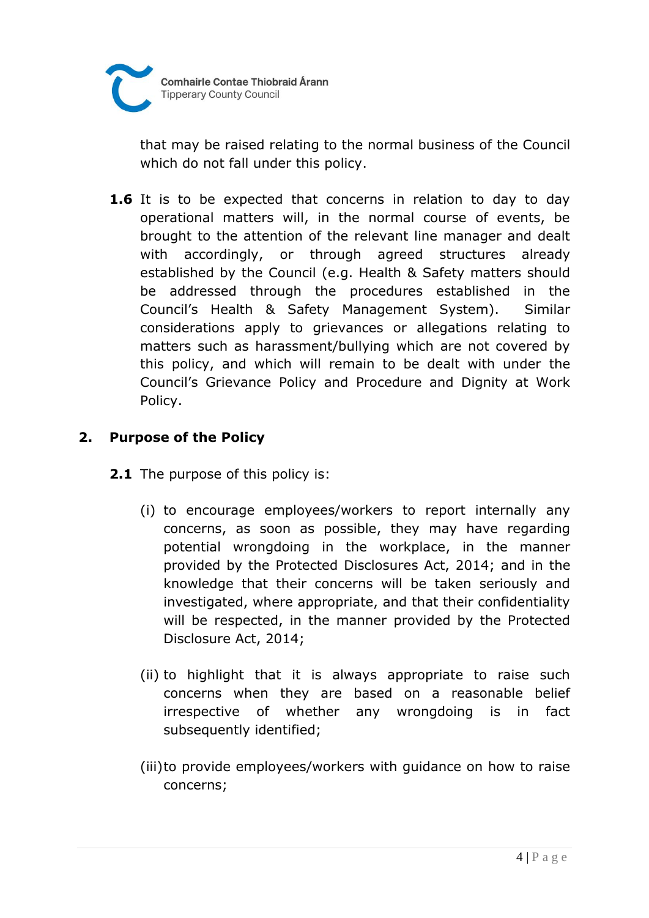that may be raised relating to the normal business of the Council which do not fall under this policy.

**1.6** It is to be expected that concerns in relation to day to day operational matters will, in the normal course of events, be brought to the attention of the relevant line manager and dealt with accordingly, or through agreed structures already established by the Council (e.g. Health & Safety matters should be addressed through the procedures established in the Council's Health & Safety Management System). Similar considerations apply to grievances or allegations relating to matters such as harassment/bullying which are not covered by this policy, and which will remain to be dealt with under the Council's Grievance Policy and Procedure and Dignity at Work Policy.

## 2. Purpose of the Policy

**2.1** The purpose of this policy is:

(i) to encourage employees/workers to report internally any concerns, as soon as possible, they may have regarding potential wrongdoing in the workplace, in the manner provided by the Protected Disclosures Act, 2014; and in the knowledge that their concerns will be taken seriously and investigated, where appropriate, and that their confidentiality will be respected, in the manner provided by the Protected Disclosure Act, 2014;

(ii) to highlight that it is always appropriate to raise such concerns when they are based on a reasonable belief irrespective of whether any wrongdoing is in fact subsequently identified;

(iii) to provide employees/workers with guidance on how to raise concerns;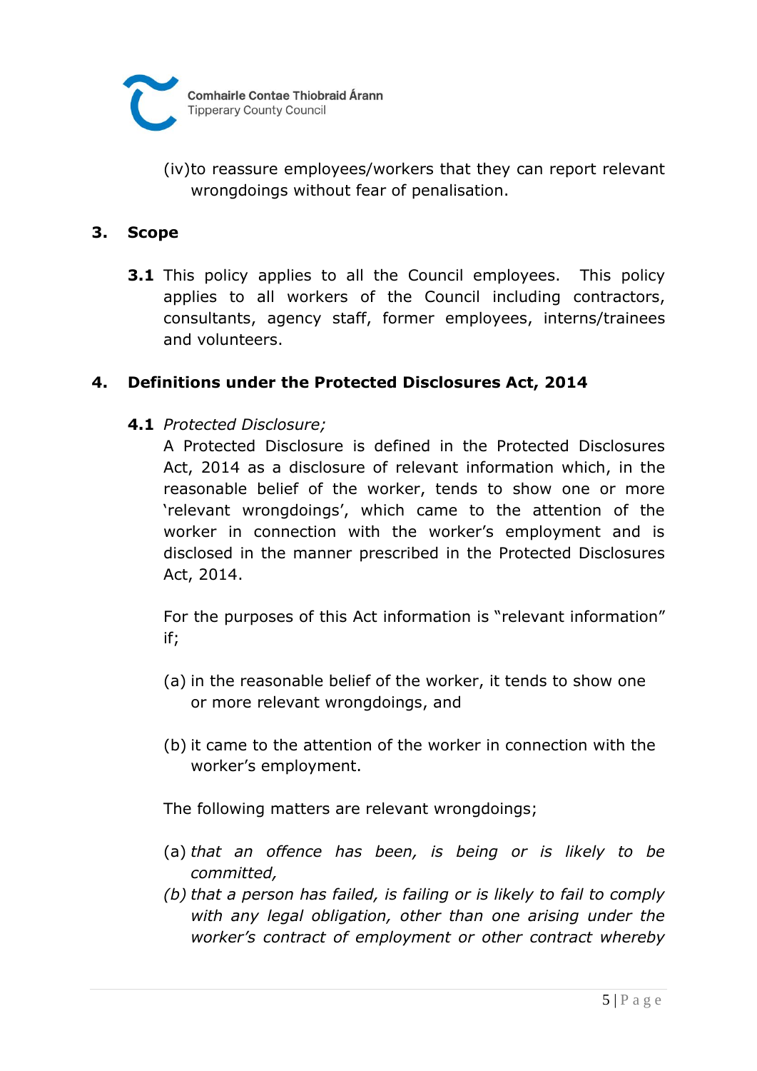(iv)to reassure employees/workers that they can report relevant wrongdoings without fear of penalisation.

## 3. Scope

**3.1** This policy applies to all the Council employees. This policy applies to all workers of the Council including contractors, consultants, agency staff, former employees, interns/trainees and volunteers.

## 4. Definitions under the Protected Disclosures Act, 2014

**4.1** *Protected Disclosure;*

A Protected Disclosure is defined in the Protected Disclosures Act, 2014 as a disclosure of relevant information which, in the reasonable belief of the worker, tends to show one or more 'relevant wrongdoings', which came to the attention of the worker in connection with the worker's employment and is disclosed in the manner prescribed in the Protected Disclosures Act, 2014.

For the purposes of this Act information is "relevant information" if;

(a) in the reasonable belief of the worker, it tends to show one or more relevant wrongdoings, and

(b) it came to the attention of the worker in connection with the worker's employment.

The following matters are relevant wrongdoings;

(a) *that an offence has been, is being or is likely to be committed,*

*(b) that a person has failed, is failing or is likely to fail to comply with any legal obligation, other than one arising under the worker's contract of employment or other contract whereby*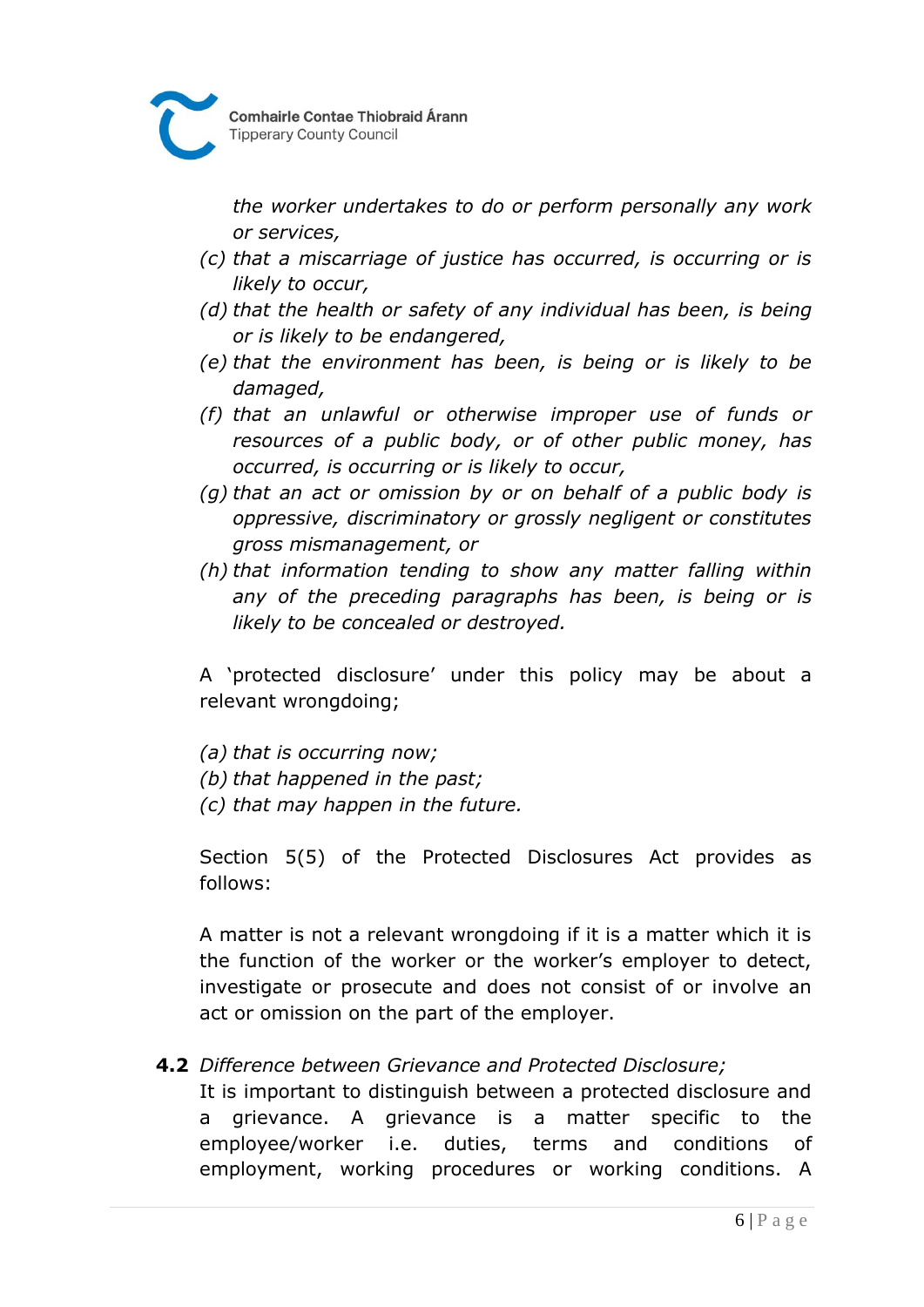*the worker undertakes to do or perform personally any work or services,*

*(c) that a miscarriage of justice has occurred, is occurring or is likely to occur,*

*(d) that the health or safety of any individual has been, is being or is likely to be endangered,*

*(e) that the environment has been, is being or is likely to be damaged,*

*(f) that an unlawful or otherwise improper use of funds or resources of a public body, or of other public money, has occurred, is occurring or is likely to occur,*

*(g) that an act or omission by or on behalf of a public body is oppressive, discriminatory or grossly negligent or constitutes gross mismanagement, or*

*(h) that information tending to show any matter falling within any of the preceding paragraphs has been, is being or is likely to be concealed or destroyed.*

A 'protected disclosure' under this policy may be about a relevant wrongdoing;

*(a) that is occurring now;*
*(b) that happened in the past;*
*(c) that may happen in the future.*

Section 5(5) of the Protected Disclosures Act provides as follows:

A matter is not a relevant wrongdoing if it is a matter which it is the function of the worker or the worker's employer to detect, investigate or prosecute and does not consist of or involve an act or omission on the part of the employer.

**4.2** *Difference between Grievance and Protected Disclosure;*

It is important to distinguish between a protected disclosure and a grievance. A grievance is a matter specific to the employee/worker i.e. duties, terms and conditions of employment, working procedures or working conditions. A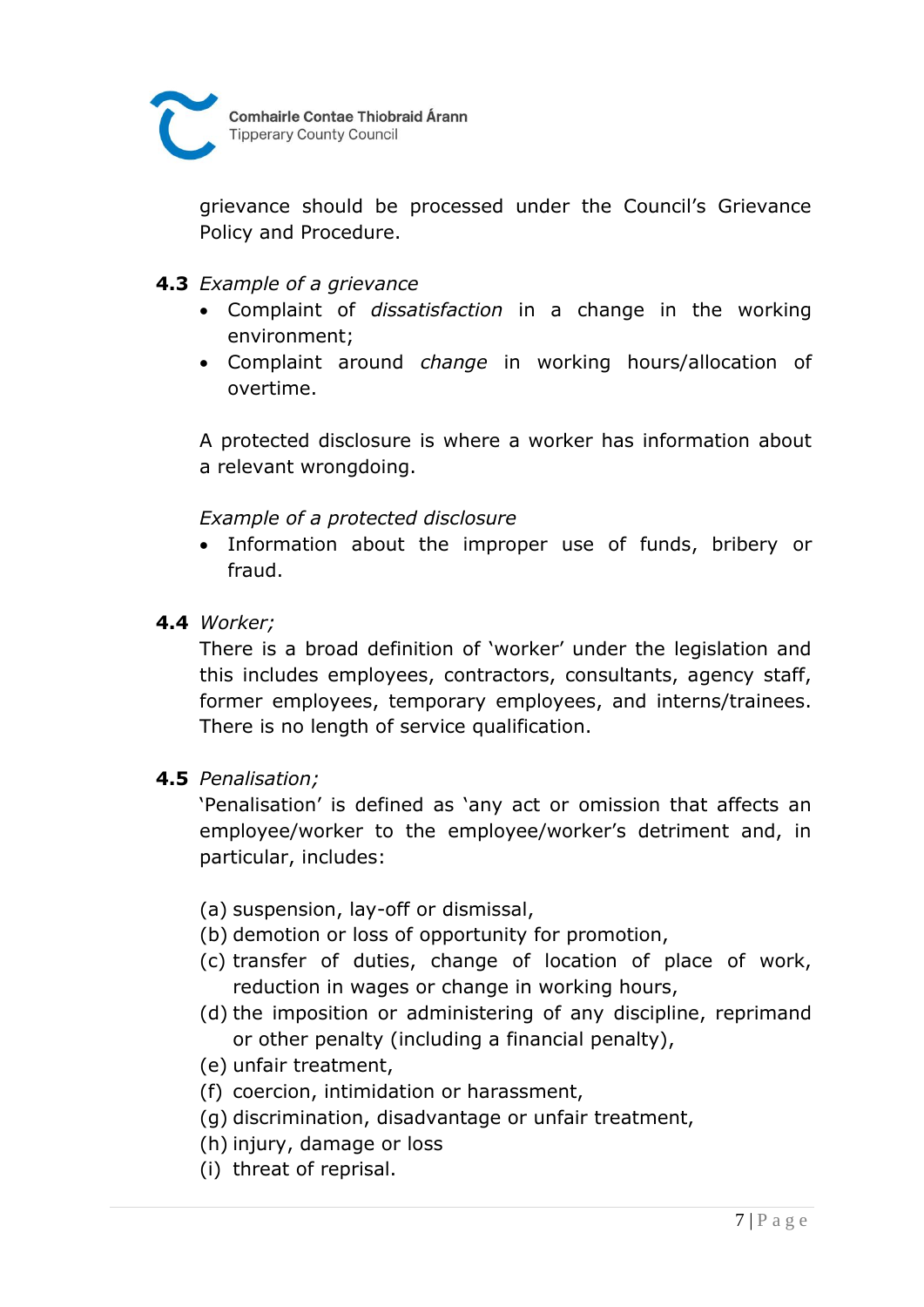grievance should be processed under the Council's Grievance Policy and Procedure.

**4.3** *Example of a grievance*

- Complaint of *dissatisfaction* in a change in the working environment;
- Complaint around *change* in working hours/allocation of overtime.

A protected disclosure is where a worker has information about a relevant wrongdoing.

*Example of a protected disclosure*

- Information about the improper use of funds, bribery or fraud.

**4.4** *Worker;*

There is a broad definition of 'worker' under the legislation and this includes employees, contractors, consultants, agency staff, former employees, temporary employees, and interns/trainees. There is no length of service qualification.

**4.5** *Penalisation;*

'Penalisation' is defined as 'any act or omission that affects an employee/worker to the employee/worker's detriment and, in particular, includes:

(a) suspension, lay-off or dismissal,
(b) demotion or loss of opportunity for promotion,
(c) transfer of duties, change of location of place of work, reduction in wages or change in working hours,
(d) the imposition or administering of any discipline, reprimand or other penalty (including a financial penalty),
(e) unfair treatment,
(f) coercion, intimidation or harassment,
(g) discrimination, disadvantage or unfair treatment,
(h) injury, damage or loss
(i) threat of reprisal.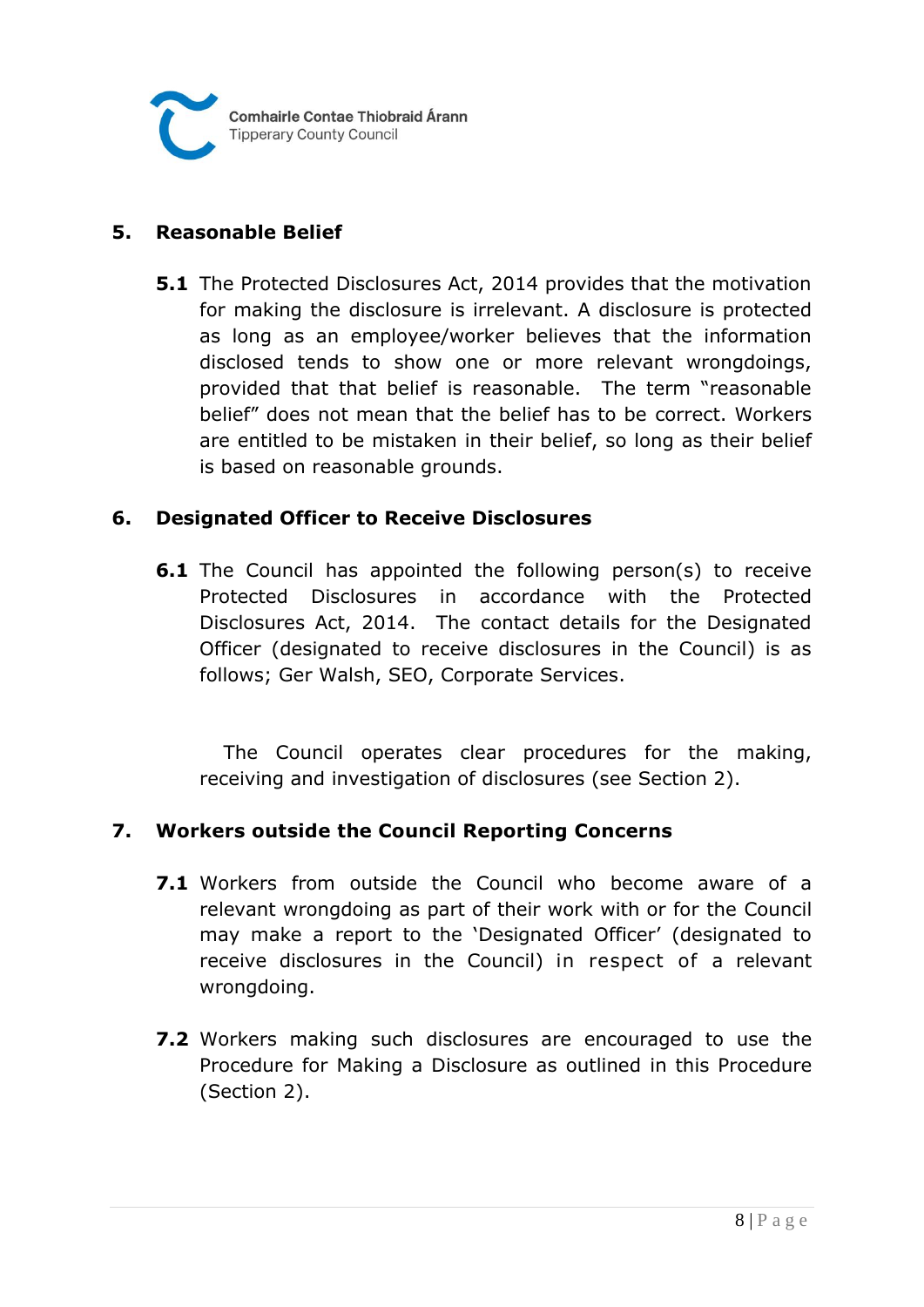## 5. Reasonable Belief

**5.1** The Protected Disclosures Act, 2014 provides that the motivation for making the disclosure is irrelevant. A disclosure is protected as long as an employee/worker believes that the information disclosed tends to show one or more relevant wrongdoings, provided that that belief is reasonable. The term "reasonable belief" does not mean that the belief has to be correct. Workers are entitled to be mistaken in their belief, so long as their belief is based on reasonable grounds.

## 6. Designated Officer to Receive Disclosures

**6.1** The Council has appointed the following person(s) to receive Protected Disclosures in accordance with the Protected Disclosures Act, 2014. The contact details for the Designated Officer (designated to receive disclosures in the Council) is as follows; Ger Walsh, SEO, Corporate Services.

The Council operates clear procedures for the making, receiving and investigation of disclosures (see Section 2).

## 7. Workers outside the Council Reporting Concerns

**7.1** Workers from outside the Council who become aware of a relevant wrongdoing as part of their work with or for the Council may make a report to the 'Designated Officer' (designated to receive disclosures in the Council) in respect of a relevant wrongdoing.

**7.2** Workers making such disclosures are encouraged to use the Procedure for Making a Disclosure as outlined in this Procedure (Section 2).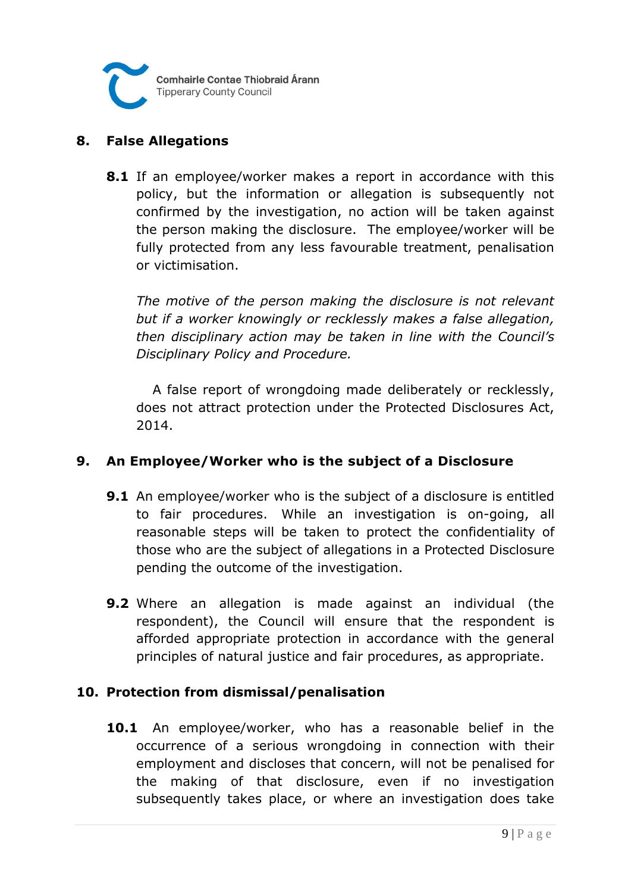## 8. False Allegations

**8.1** If an employee/worker makes a report in accordance with this policy, but the information or allegation is subsequently not confirmed by the investigation, no action will be taken against the person making the disclosure. The employee/worker will be fully protected from any less favourable treatment, penalisation or victimisation.

*The motive of the person making the disclosure is not relevant but if a worker knowingly or recklessly makes a false allegation, then disciplinary action may be taken in line with the Council's Disciplinary Policy and Procedure.*

A false report of wrongdoing made deliberately or recklessly, does not attract protection under the Protected Disclosures Act, 2014.

## 9. An Employee/Worker who is the subject of a Disclosure

**9.1** An employee/worker who is the subject of a disclosure is entitled to fair procedures. While an investigation is on-going, all reasonable steps will be taken to protect the confidentiality of those who are the subject of allegations in a Protected Disclosure pending the outcome of the investigation.

**9.2** Where an allegation is made against an individual (the respondent), the Council will ensure that the respondent is afforded appropriate protection in accordance with the general principles of natural justice and fair procedures, as appropriate.

## 10. Protection from dismissal/penalisation

**10.1** An employee/worker, who has a reasonable belief in the occurrence of a serious wrongdoing in connection with their employment and discloses that concern, will not be penalised for the making of that disclosure, even if no investigation subsequently takes place, or where an investigation does take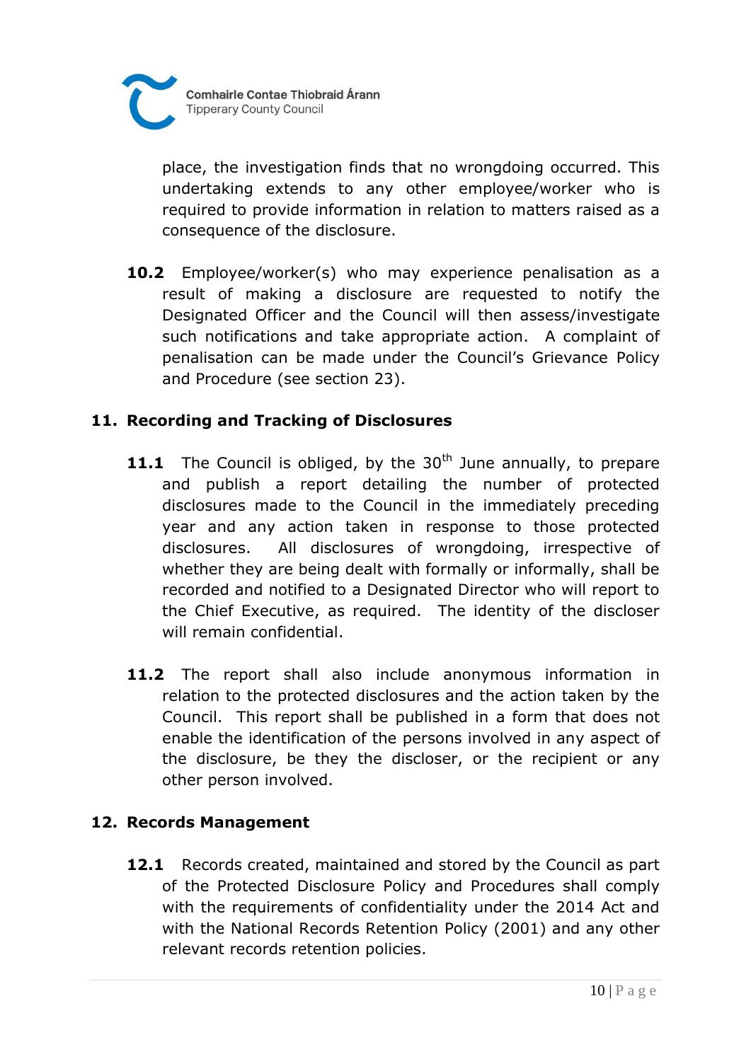place, the investigation finds that no wrongdoing occurred. This undertaking extends to any other employee/worker who is required to provide information in relation to matters raised as a consequence of the disclosure.

**10.2** Employee/worker(s) who may experience penalisation as a result of making a disclosure are requested to notify the Designated Officer and the Council will then assess/investigate such notifications and take appropriate action. A complaint of penalisation can be made under the Council's Grievance Policy and Procedure (see section 23).

## 11. Recording and Tracking of Disclosures

**11.1** The Council is obliged, by the 30th June annually, to prepare and publish a report detailing the number of protected disclosures made to the Council in the immediately preceding year and any action taken in response to those protected disclosures. All disclosures of wrongdoing, irrespective of whether they are being dealt with formally or informally, shall be recorded and notified to a Designated Director who will report to the Chief Executive, as required. The identity of the discloser will remain confidential.

**11.2** The report shall also include anonymous information in relation to the protected disclosures and the action taken by the Council. This report shall be published in a form that does not enable the identification of the persons involved in any aspect of the disclosure, be they the discloser, or the recipient or any other person involved.

## 12. Records Management

**12.1** Records created, maintained and stored by the Council as part of the Protected Disclosure Policy and Procedures shall comply with the requirements of confidentiality under the 2014 Act and with the National Records Retention Policy (2001) and any other relevant records retention policies.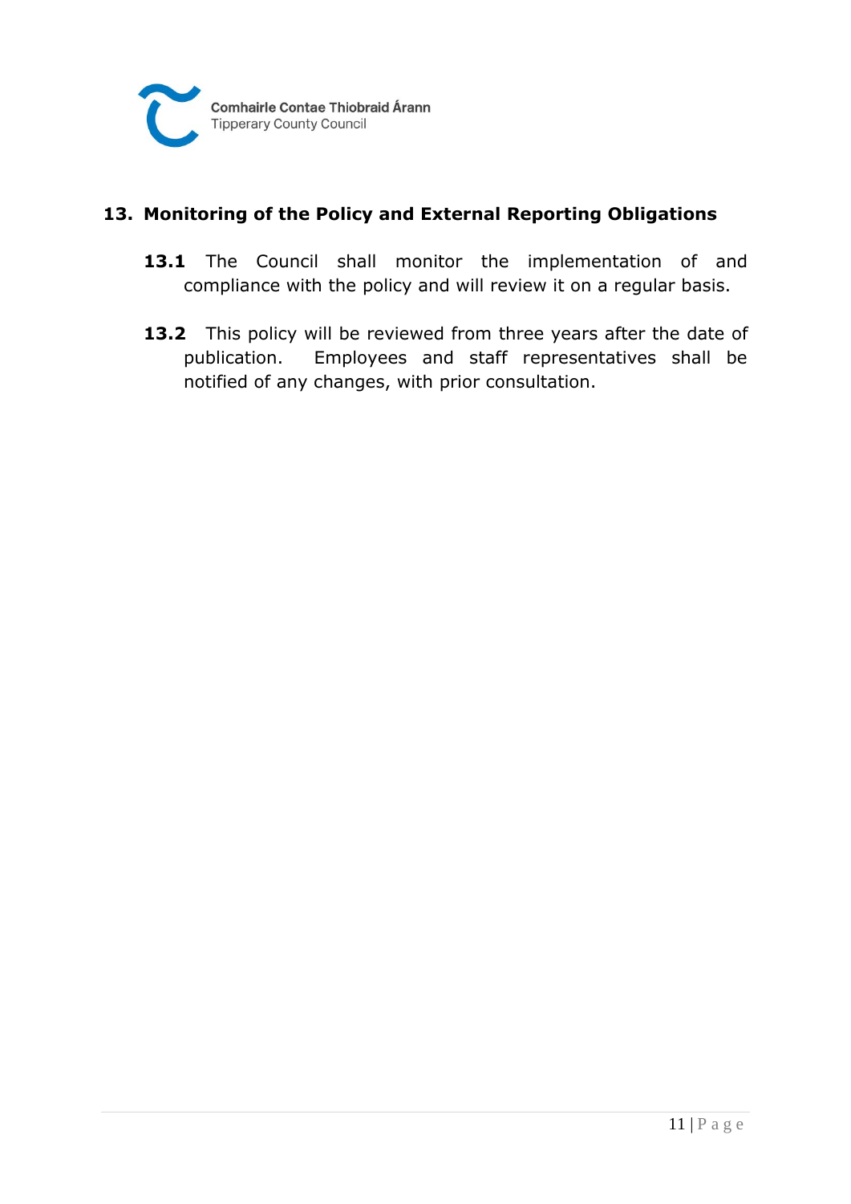## 13. Monitoring of the Policy and External Reporting Obligations

**13.1** The Council shall monitor the implementation of and compliance with the policy and will review it on a regular basis.

**13.2** This policy will be reviewed from three years after the date of publication. Employees and staff representatives shall be notified of any changes, with prior consultation.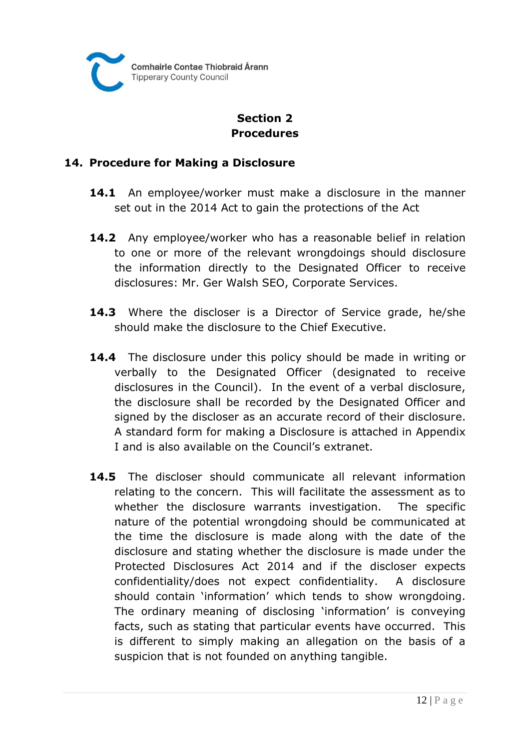## Section 2
## Procedures

### 14. Procedure for Making a Disclosure

**14.1** An employee/worker must make a disclosure in the manner set out in the 2014 Act to gain the protections of the Act

**14.2** Any employee/worker who has a reasonable belief in relation to one or more of the relevant wrongdoings should disclosure the information directly to the Designated Officer to receive disclosures: Mr. Ger Walsh SEO, Corporate Services.

**14.3** Where the discloser is a Director of Service grade, he/she should make the disclosure to the Chief Executive.

**14.4** The disclosure under this policy should be made in writing or verbally to the Designated Officer (designated to receive disclosures in the Council). In the event of a verbal disclosure, the disclosure shall be recorded by the Designated Officer and signed by the discloser as an accurate record of their disclosure. A standard form for making a Disclosure is attached in Appendix I and is also available on the Council's extranet.

**14.5** The discloser should communicate all relevant information relating to the concern. This will facilitate the assessment as to whether the disclosure warrants investigation. The specific nature of the potential wrongdoing should be communicated at the time the disclosure is made along with the date of the disclosure and stating whether the disclosure is made under the Protected Disclosures Act 2014 and if the discloser expects confidentiality/does not expect confidentiality. A disclosure should contain 'information' which tends to show wrongdoing. The ordinary meaning of disclosing 'information' is conveying facts, such as stating that particular events have occurred. This is different to simply making an allegation on the basis of a suspicion that is not founded on anything tangible.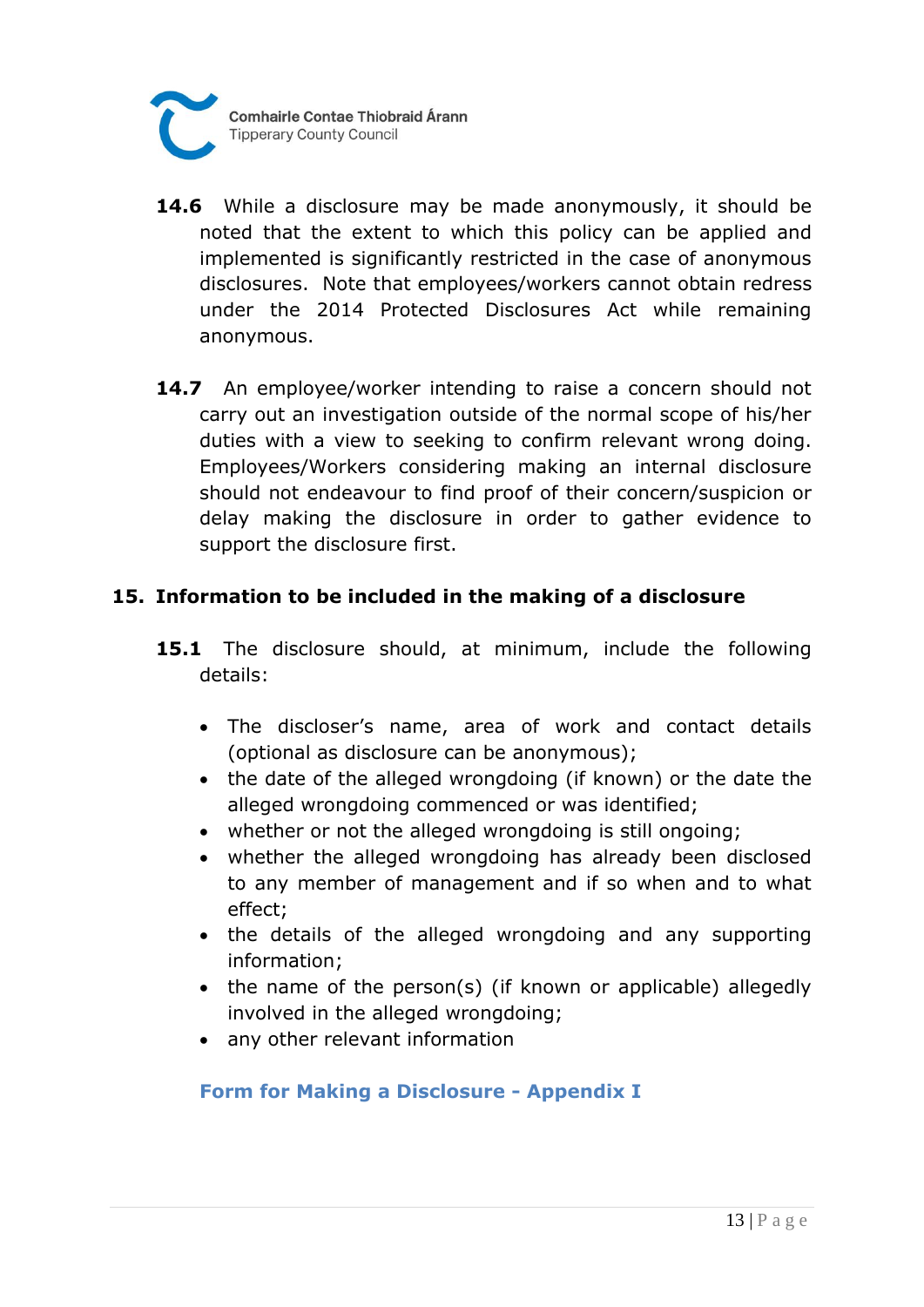**14.6** While a disclosure may be made anonymously, it should be noted that the extent to which this policy can be applied and implemented is significantly restricted in the case of anonymous disclosures. Note that employees/workers cannot obtain redress under the 2014 Protected Disclosures Act while remaining anonymous.

**14.7** An employee/worker intending to raise a concern should not carry out an investigation outside of the normal scope of his/her duties with a view to seeking to confirm relevant wrong doing. Employees/Workers considering making an internal disclosure should not endeavour to find proof of their concern/suspicion or delay making the disclosure in order to gather evidence to support the disclosure first.

## 15. Information to be included in the making of a disclosure

**15.1** The disclosure should, at minimum, include the following details:

- The discloser's name, area of work and contact details (optional as disclosure can be anonymous);
- the date of the alleged wrongdoing (if known) or the date the alleged wrongdoing commenced or was identified;
- whether or not the alleged wrongdoing is still ongoing;
- whether the alleged wrongdoing has already been disclosed to any member of management and if so when and to what effect;
- the details of the alleged wrongdoing and any supporting information;
- the name of the person(s) (if known or applicable) allegedly involved in the alleged wrongdoing;
- any other relevant information

**Form for Making a Disclosure - Appendix I**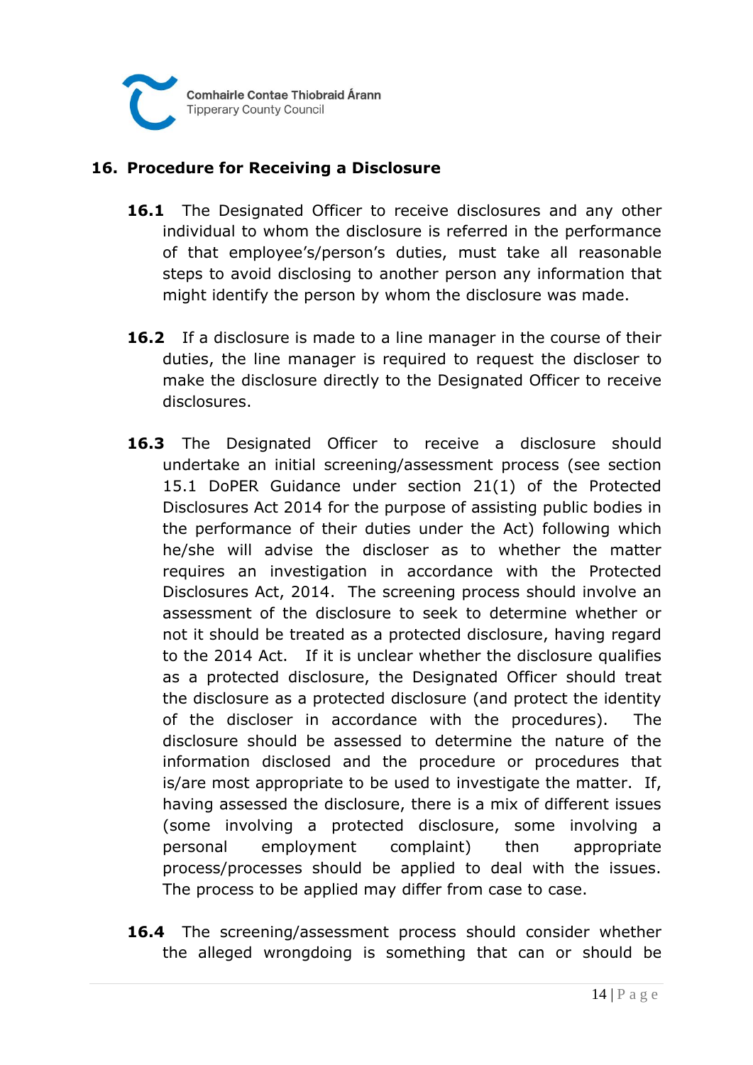## 16. Procedure for Receiving a Disclosure

**16.1** The Designated Officer to receive disclosures and any other individual to whom the disclosure is referred in the performance of that employee's/person's duties, must take all reasonable steps to avoid disclosing to another person any information that might identify the person by whom the disclosure was made.

**16.2** If a disclosure is made to a line manager in the course of their duties, the line manager is required to request the discloser to make the disclosure directly to the Designated Officer to receive disclosures.

**16.3** The Designated Officer to receive a disclosure should undertake an initial screening/assessment process (see section 15.1 DoPER Guidance under section 21(1) of the Protected Disclosures Act 2014 for the purpose of assisting public bodies in the performance of their duties under the Act) following which he/she will advise the discloser as to whether the matter requires an investigation in accordance with the Protected Disclosures Act, 2014. The screening process should involve an assessment of the disclosure to seek to determine whether or not it should be treated as a protected disclosure, having regard to the 2014 Act. If it is unclear whether the disclosure qualifies as a protected disclosure, the Designated Officer should treat the disclosure as a protected disclosure (and protect the identity of the discloser in accordance with the procedures). The disclosure should be assessed to determine the nature of the information disclosed and the procedure or procedures that is/are most appropriate to be used to investigate the matter. If, having assessed the disclosure, there is a mix of different issues (some involving a protected disclosure, some involving a personal employment complaint) then appropriate process/processes should be applied to deal with the issues. The process to be applied may differ from case to case.

**16.4** The screening/assessment process should consider whether the alleged wrongdoing is something that can or should be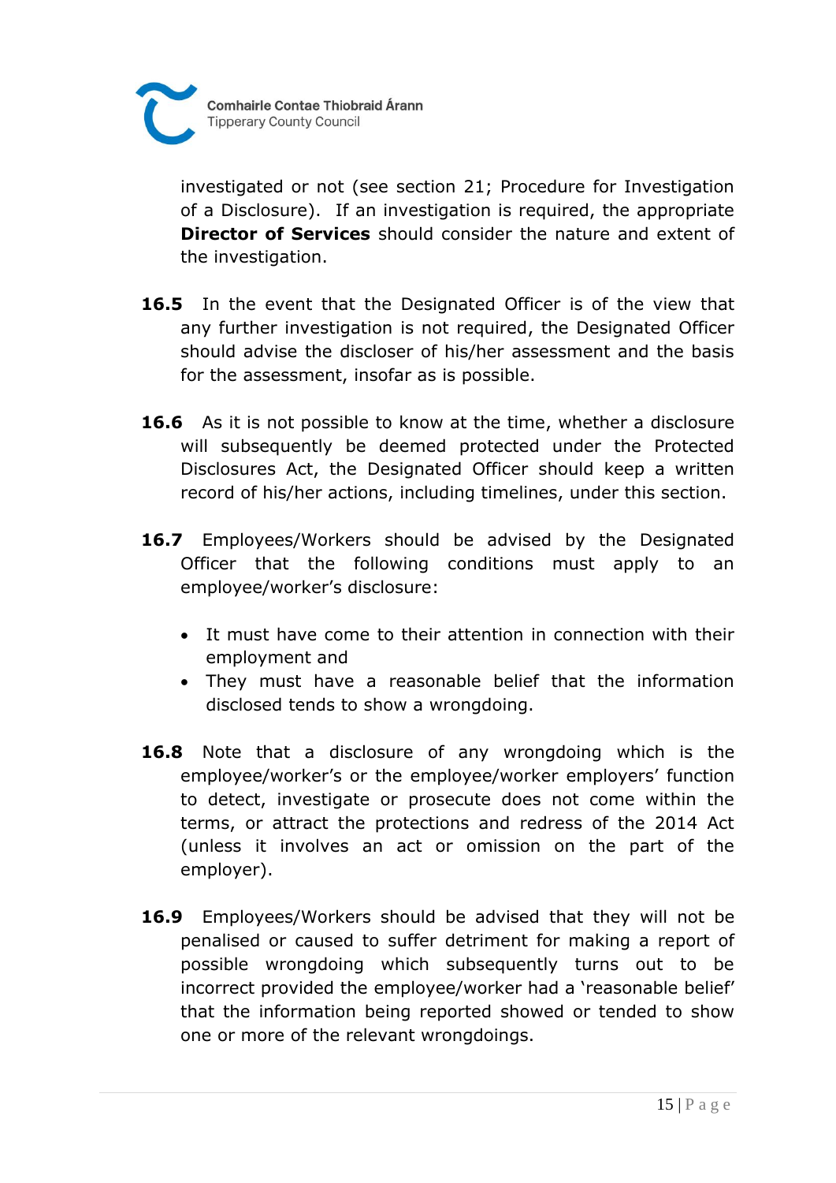investigated or not (see section 21; Procedure for Investigation of a Disclosure). If an investigation is required, the appropriate **Director of Services** should consider the nature and extent of the investigation.

**16.5** In the event that the Designated Officer is of the view that any further investigation is not required, the Designated Officer should advise the discloser of his/her assessment and the basis for the assessment, insofar as is possible.

**16.6** As it is not possible to know at the time, whether a disclosure will subsequently be deemed protected under the Protected Disclosures Act, the Designated Officer should keep a written record of his/her actions, including timelines, under this section.

**16.7** Employees/Workers should be advised by the Designated Officer that the following conditions must apply to an employee/worker's disclosure:

- It must have come to their attention in connection with their employment and
- They must have a reasonable belief that the information disclosed tends to show a wrongdoing.

**16.8** Note that a disclosure of any wrongdoing which is the employee/worker's or the employee/worker employers' function to detect, investigate or prosecute does not come within the terms, or attract the protections and redress of the 2014 Act (unless it involves an act or omission on the part of the employer).

**16.9** Employees/Workers should be advised that they will not be penalised or caused to suffer detriment for making a report of possible wrongdoing which subsequently turns out to be incorrect provided the employee/worker had a 'reasonable belief' that the information being reported showed or tended to show one or more of the relevant wrongdoings.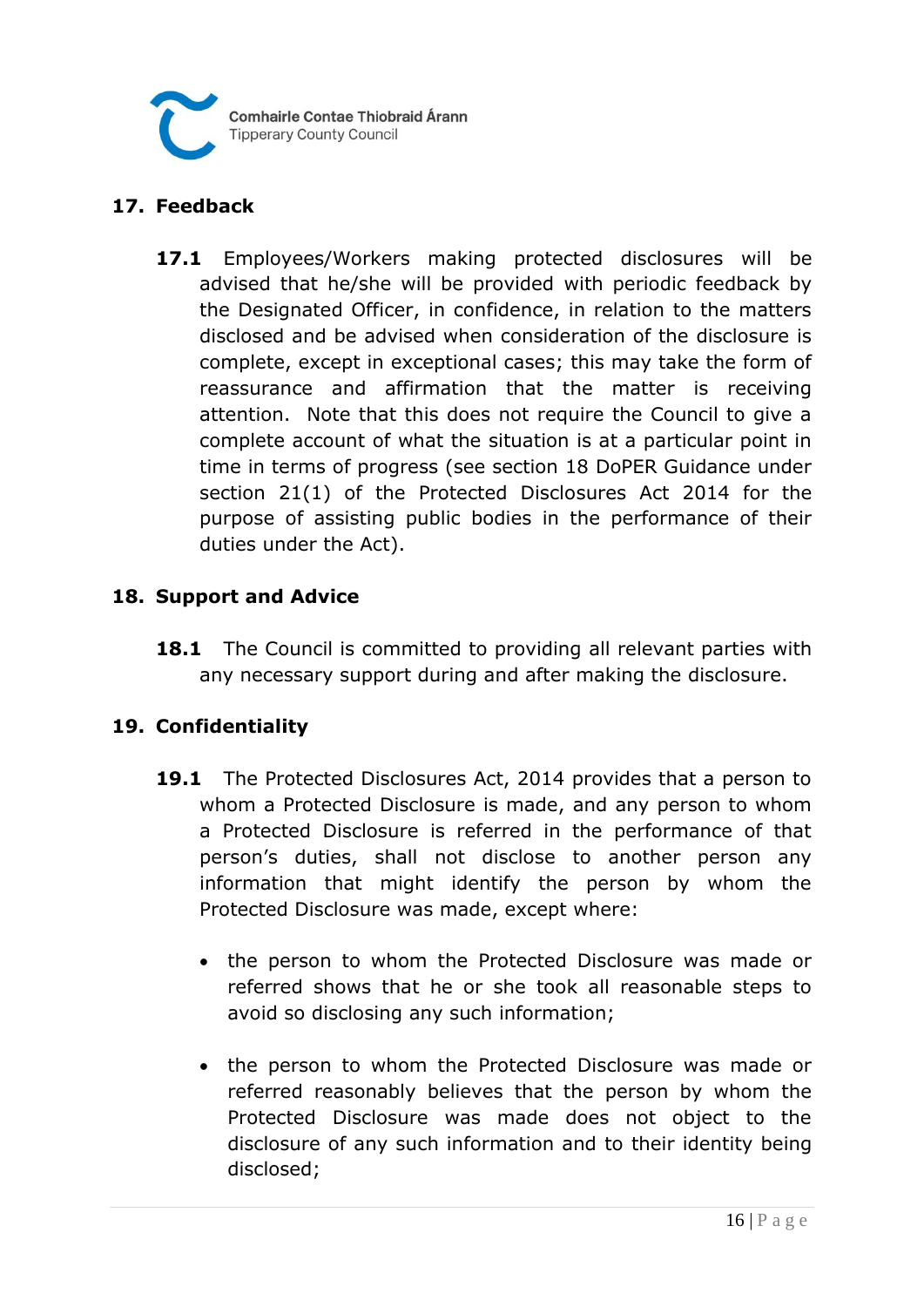## 17. Feedback

**17.1** Employees/Workers making protected disclosures will be advised that he/she will be provided with periodic feedback by the Designated Officer, in confidence, in relation to the matters disclosed and be advised when consideration of the disclosure is complete, except in exceptional cases; this may take the form of reassurance and affirmation that the matter is receiving attention. Note that this does not require the Council to give a complete account of what the situation is at a particular point in time in terms of progress (see section 18 DoPER Guidance under section 21(1) of the Protected Disclosures Act 2014 for the purpose of assisting public bodies in the performance of their duties under the Act).

## 18. Support and Advice

**18.1** The Council is committed to providing all relevant parties with any necessary support during and after making the disclosure.

## 19. Confidentiality

**19.1** The Protected Disclosures Act, 2014 provides that a person to whom a Protected Disclosure is made, and any person to whom a Protected Disclosure is referred in the performance of that person's duties, shall not disclose to another person any information that might identify the person by whom the Protected Disclosure was made, except where:

- the person to whom the Protected Disclosure was made or referred shows that he or she took all reasonable steps to avoid so disclosing any such information;

- the person to whom the Protected Disclosure was made or referred reasonably believes that the person by whom the Protected Disclosure was made does not object to the disclosure of any such information and to their identity being disclosed;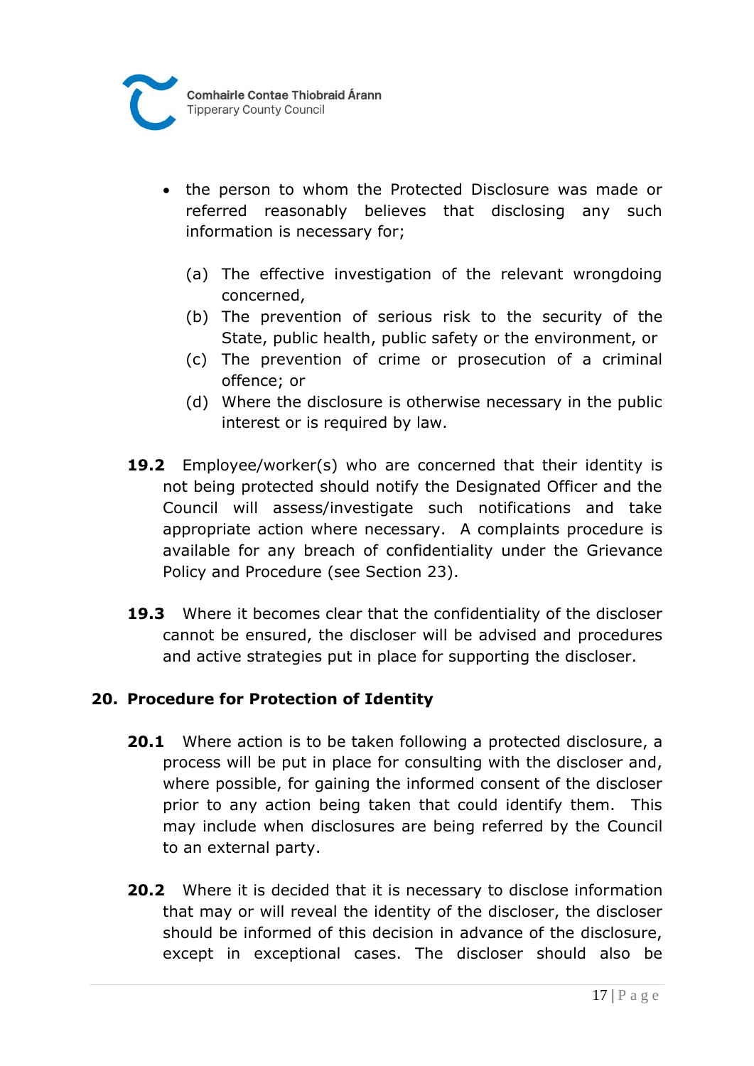- the person to whom the Protected Disclosure was made or referred reasonably believes that disclosing any such information is necessary for;

    (a) The effective investigation of the relevant wrongdoing concerned,
    (b) The prevention of serious risk to the security of the State, public health, public safety or the environment, or
    (c) The prevention of crime or prosecution of a criminal offence; or
    (d) Where the disclosure is otherwise necessary in the public interest or is required by law.

**19.2** Employee/worker(s) who are concerned that their identity is not being protected should notify the Designated Officer and the Council will assess/investigate such notifications and take appropriate action where necessary. A complaints procedure is available for any breach of confidentiality under the Grievance Policy and Procedure (see Section 23).

**19.3** Where it becomes clear that the confidentiality of the discloser cannot be ensured, the discloser will be advised and procedures and active strategies put in place for supporting the discloser.

## 20. Procedure for Protection of Identity

**20.1** Where action is to be taken following a protected disclosure, a process will be put in place for consulting with the discloser and, where possible, for gaining the informed consent of the discloser prior to any action being taken that could identify them. This may include when disclosures are being referred by the Council to an external party.

**20.2** Where it is decided that it is necessary to disclose information that may or will reveal the identity of the discloser, the discloser should be informed of this decision in advance of the disclosure, except in exceptional cases. The discloser should also be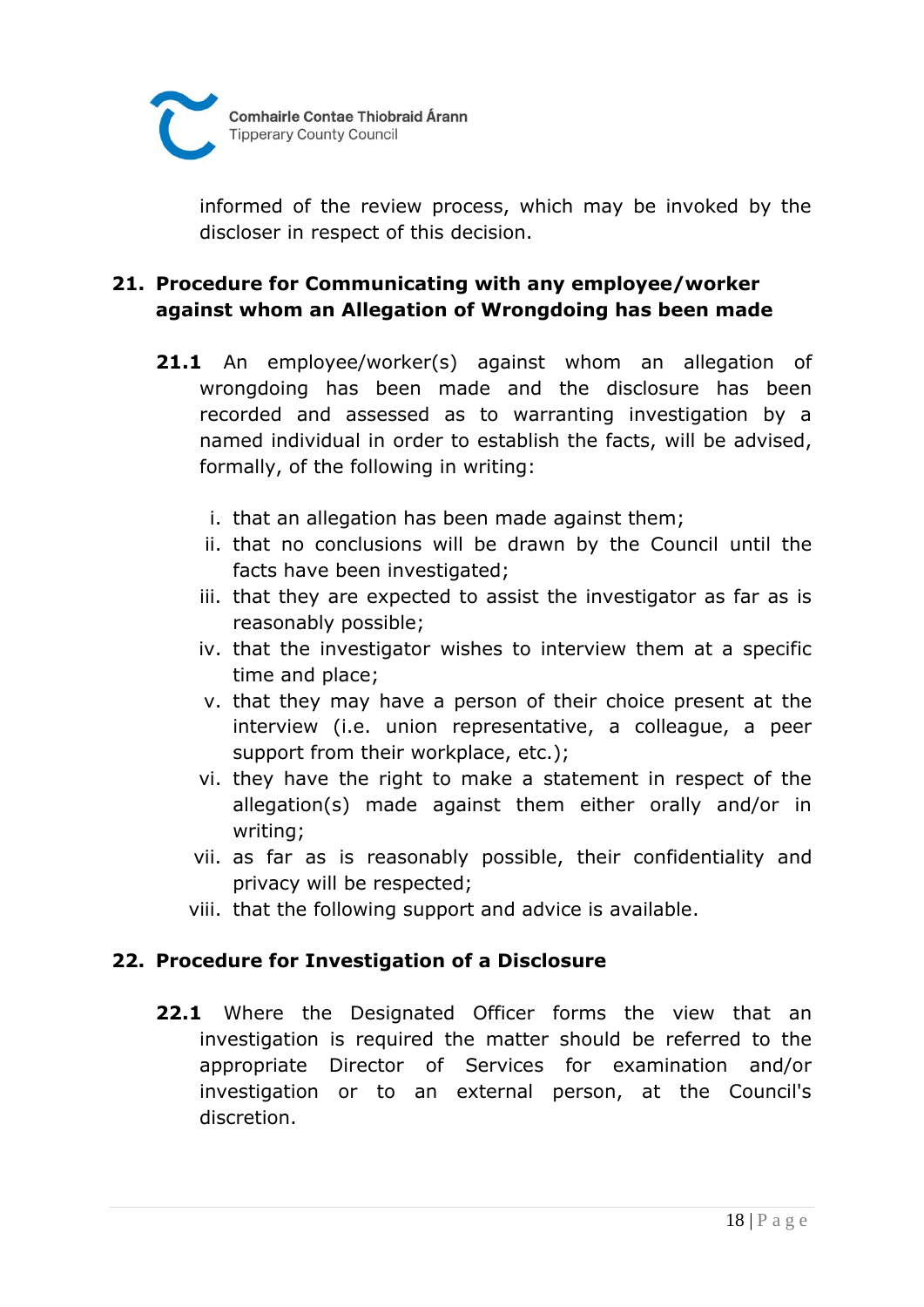informed of the review process, which may be invoked by the discloser in respect of this decision.

## 21. Procedure for Communicating with any employee/worker against whom an Allegation of Wrongdoing has been made

**21.1** An employee/worker(s) against whom an allegation of wrongdoing has been made and the disclosure has been recorded and assessed as to warranting investigation by a named individual in order to establish the facts, will be advised, formally, of the following in writing:

i. that an allegation has been made against them;
ii. that no conclusions will be drawn by the Council until the facts have been investigated;
iii. that they are expected to assist the investigator as far as is reasonably possible;
iv. that the investigator wishes to interview them at a specific time and place;
v. that they may have a person of their choice present at the interview (i.e. union representative, a colleague, a peer support from their workplace, etc.);
vi. they have the right to make a statement in respect of the allegation(s) made against them either orally and/or in writing;
vii. as far as is reasonably possible, their confidentiality and privacy will be respected;
viii. that the following support and advice is available.

## 22. Procedure for Investigation of a Disclosure

**22.1** Where the Designated Officer forms the view that an investigation is required the matter should be referred to the appropriate Director of Services for examination and/or investigation or to an external person, at the Council's discretion.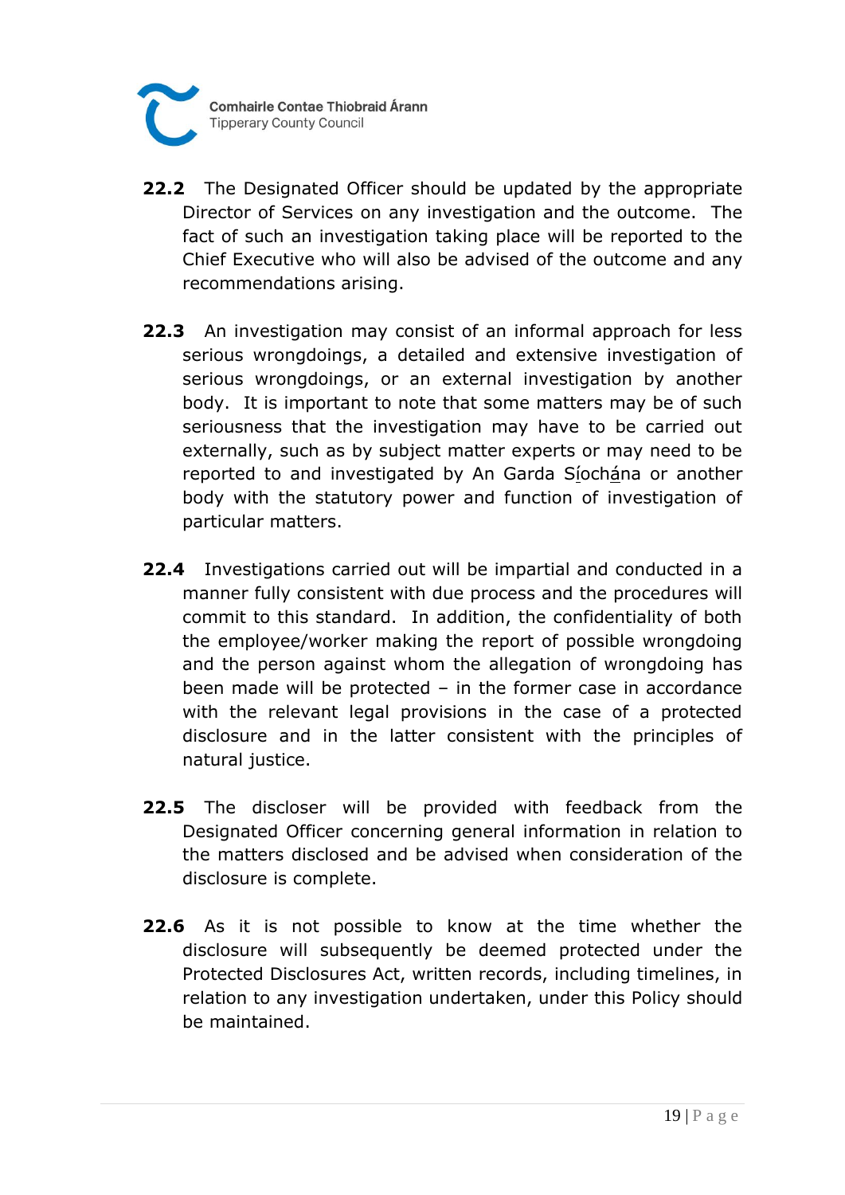**22.2** The Designated Officer should be updated by the appropriate Director of Services on any investigation and the outcome. The fact of such an investigation taking place will be reported to the Chief Executive who will also be advised of the outcome and any recommendations arising.

**22.3** An investigation may consist of an informal approach for less serious wrongdoings, a detailed and extensive investigation of serious wrongdoings, or an external investigation by another body. It is important to note that some matters may be of such seriousness that the investigation may have to be carried out externally, such as by subject matter experts or may need to be reported to and investigated by An Garda Síochána or another body with the statutory power and function of investigation of particular matters.

**22.4** Investigations carried out will be impartial and conducted in a manner fully consistent with due process and the procedures will commit to this standard. In addition, the confidentiality of both the employee/worker making the report of possible wrongdoing and the person against whom the allegation of wrongdoing has been made will be protected – in the former case in accordance with the relevant legal provisions in the case of a protected disclosure and in the latter consistent with the principles of natural justice.

**22.5** The discloser will be provided with feedback from the Designated Officer concerning general information in relation to the matters disclosed and be advised when consideration of the disclosure is complete.

**22.6** As it is not possible to know at the time whether the disclosure will subsequently be deemed protected under the Protected Disclosures Act, written records, including timelines, in relation to any investigation undertaken, under this Policy should be maintained.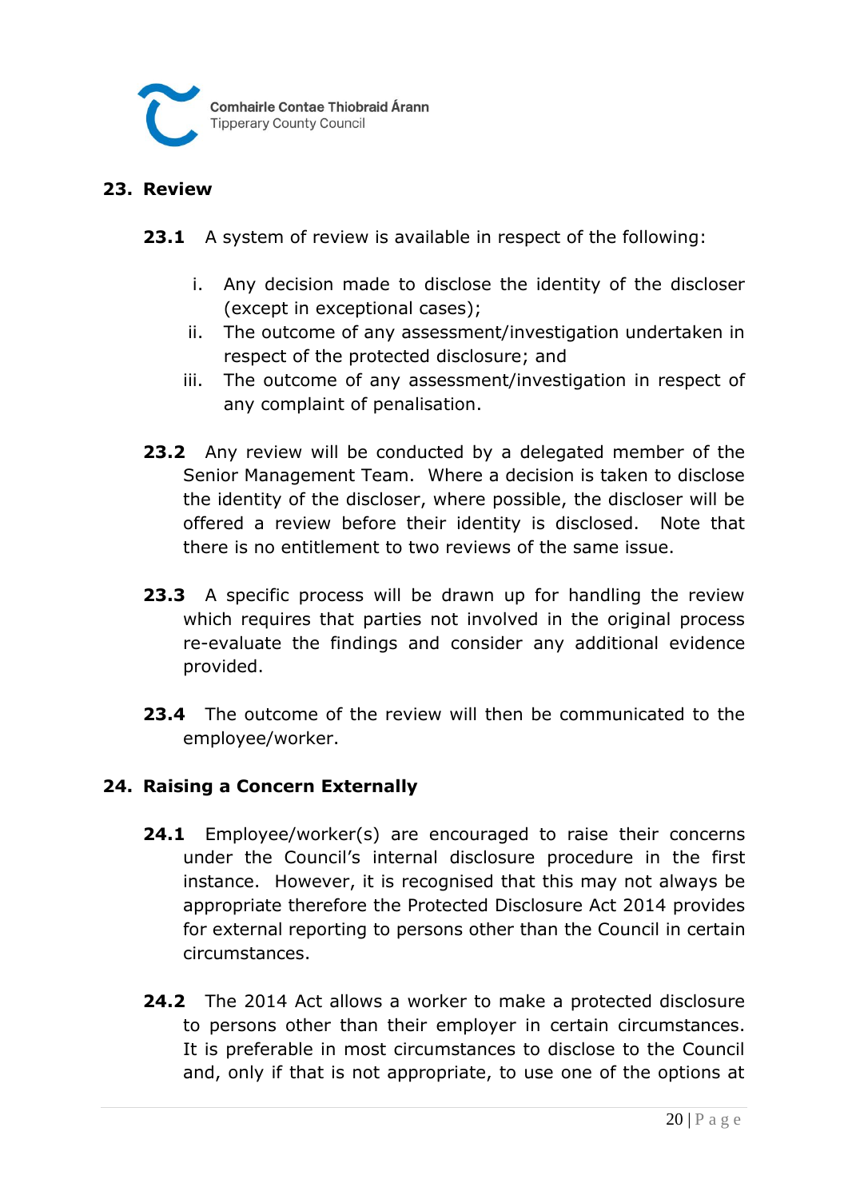## 23. Review

**23.1** A system of review is available in respect of the following:

i. Any decision made to disclose the identity of the discloser (except in exceptional cases);
ii. The outcome of any assessment/investigation undertaken in respect of the protected disclosure; and
iii. The outcome of any assessment/investigation in respect of any complaint of penalisation.

**23.2** Any review will be conducted by a delegated member of the Senior Management Team. Where a decision is taken to disclose the identity of the discloser, where possible, the discloser will be offered a review before their identity is disclosed. Note that there is no entitlement to two reviews of the same issue.

**23.3** A specific process will be drawn up for handling the review which requires that parties not involved in the original process re-evaluate the findings and consider any additional evidence provided.

**23.4** The outcome of the review will then be communicated to the employee/worker.

## 24. Raising a Concern Externally

**24.1** Employee/worker(s) are encouraged to raise their concerns under the Council's internal disclosure procedure in the first instance. However, it is recognised that this may not always be appropriate therefore the Protected Disclosure Act 2014 provides for external reporting to persons other than the Council in certain circumstances.

**24.2** The 2014 Act allows a worker to make a protected disclosure to persons other than their employer in certain circumstances. It is preferable in most circumstances to disclose to the Council and, only if that is not appropriate, to use one of the options at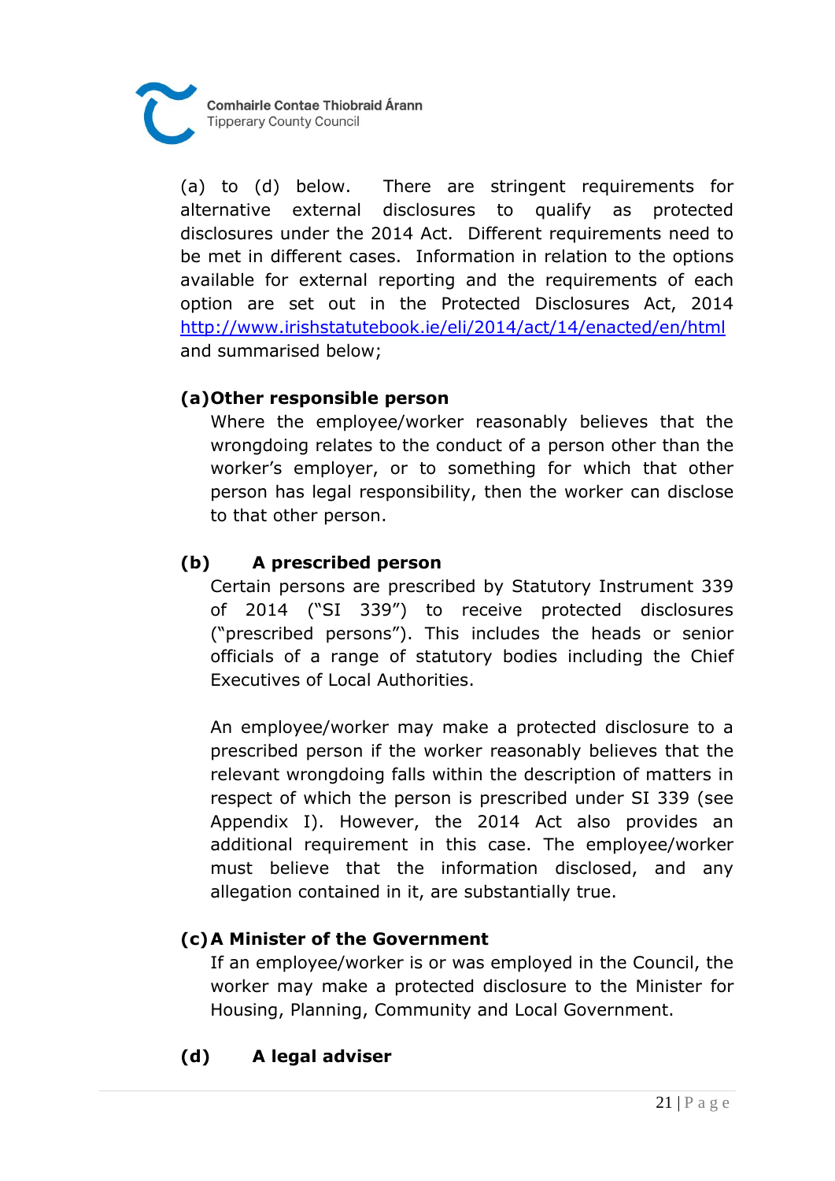(a) to (d) below. There are stringent requirements for alternative external disclosures to qualify as protected disclosures under the 2014 Act. Different requirements need to be met in different cases. Information in relation to the options available for external reporting and the requirements of each option are set out in the Protected Disclosures Act, 2014 [http://www.irishstatutebook.ie/eli/2014/act/14/enacted/en/html](http://www.irishstatutebook.ie/eli/2014/act/14/enacted/en/html) and summarised below;

**(a) Other responsible person**

Where the employee/worker reasonably believes that the wrongdoing relates to the conduct of a person other than the worker's employer, or to something for which that other person has legal responsibility, then the worker can disclose to that other person.

**(b) A prescribed person**

Certain persons are prescribed by Statutory Instrument 339 of 2014 ("SI 339") to receive protected disclosures ("prescribed persons"). This includes the heads or senior officials of a range of statutory bodies including the Chief Executives of Local Authorities.

An employee/worker may make a protected disclosure to a prescribed person if the worker reasonably believes that the relevant wrongdoing falls within the description of matters in respect of which the person is prescribed under SI 339 (see Appendix I). However, the 2014 Act also provides an additional requirement in this case. The employee/worker must believe that the information disclosed, and any allegation contained in it, are substantially true.

**(c) A Minister of the Government**

If an employee/worker is or was employed in the Council, the worker may make a protected disclosure to the Minister for Housing, Planning, Community and Local Government.

**(d) A legal adviser**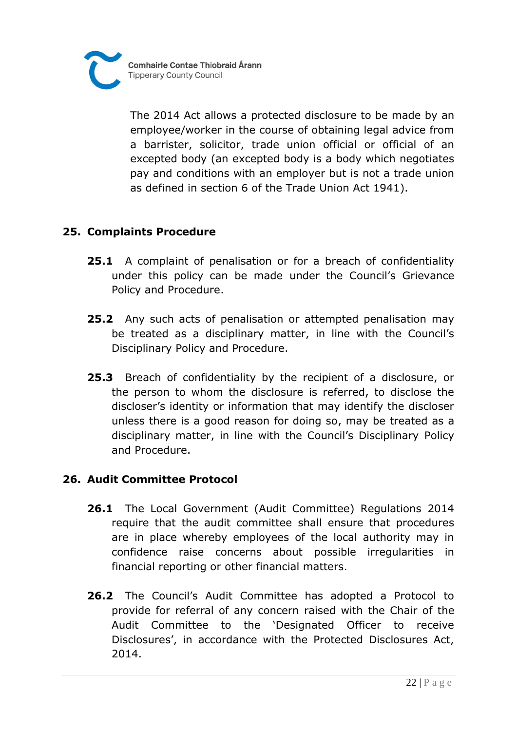The 2014 Act allows a protected disclosure to be made by an employee/worker in the course of obtaining legal advice from a barrister, solicitor, trade union official or official of an excepted body (an excepted body is a body which negotiates pay and conditions with an employer but is not a trade union as defined in section 6 of the Trade Union Act 1941).

## 25. Complaints Procedure

**25.1** A complaint of penalisation or for a breach of confidentiality under this policy can be made under the Council's Grievance Policy and Procedure.

**25.2** Any such acts of penalisation or attempted penalisation may be treated as a disciplinary matter, in line with the Council's Disciplinary Policy and Procedure.

**25.3** Breach of confidentiality by the recipient of a disclosure, or the person to whom the disclosure is referred, to disclose the discloser's identity or information that may identify the discloser unless there is a good reason for doing so, may be treated as a disciplinary matter, in line with the Council's Disciplinary Policy and Procedure.

## 26. Audit Committee Protocol

**26.1** The Local Government (Audit Committee) Regulations 2014 require that the audit committee shall ensure that procedures are in place whereby employees of the local authority may in confidence raise concerns about possible irregularities in financial reporting or other financial matters.

**26.2** The Council's Audit Committee has adopted a Protocol to provide for referral of any concern raised with the Chair of the Audit Committee to the 'Designated Officer to receive Disclosures', in accordance with the Protected Disclosures Act, 2014.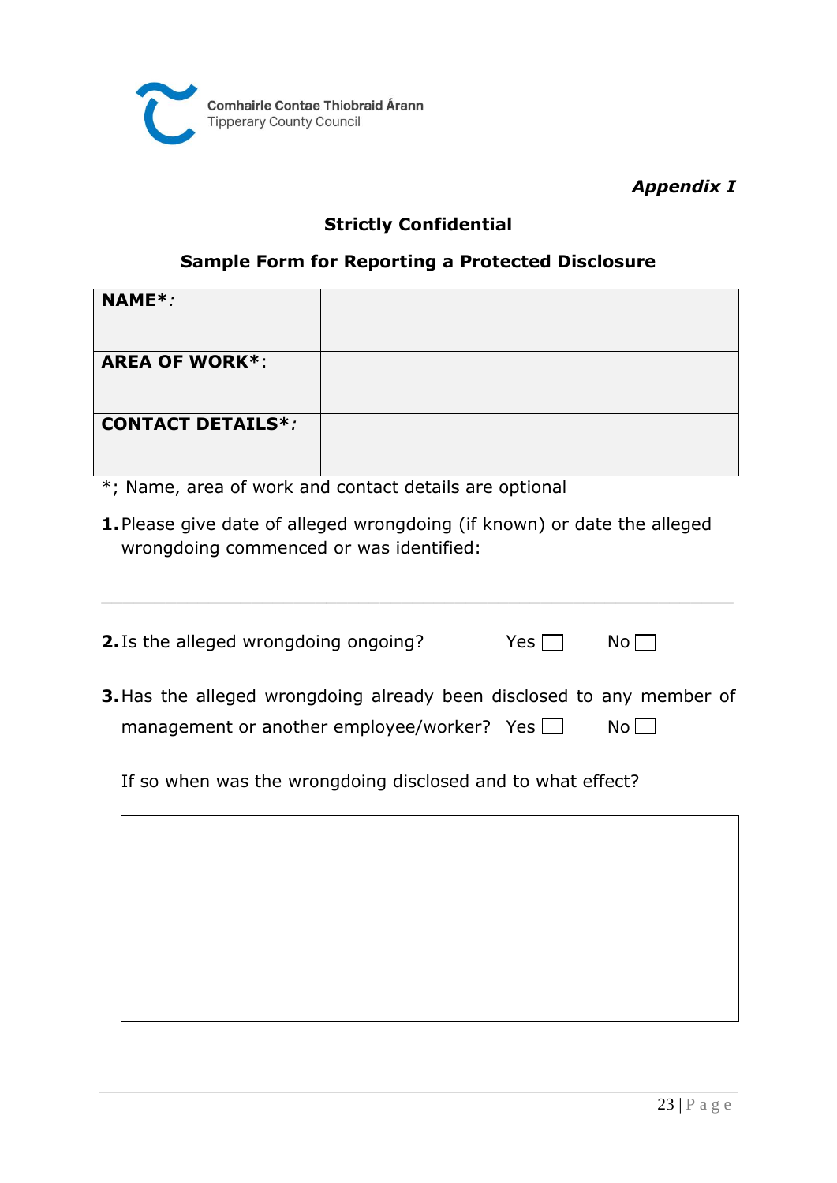Comhairle Contae Thiobraid Árann
Tipperary County Council

*Appendix I*

**Strictly Confidential**

**Sample Form for Reporting a Protected Disclosure**

| | |
|---|---|
| **NAME\*:** | |
| **AREA OF WORK\*:** | |
| **CONTACT DETAILS\*:** | |

*; Name, area of work and contact details are optional

**1.** Please give date of alleged wrongdoing (if known) or date the alleged wrongdoing commenced or was identified:

\_\_\_\_\_\_\_\_\_\_\_\_\_\_\_\_\_\_\_\_\_\_\_\_\_\_\_\_\_\_\_\_\_\_\_\_\_\_\_\_\_\_\_\_\_\_\_\_\_\_\_\_\_\_\_\_\_\_\_\_

**2.** Is the alleged wrongdoing ongoing? Yes ☐ No ☐

**3.** Has the alleged wrongdoing already been disclosed to any member of management or another employee/worker? Yes ☐ No ☐

If so when was the wrongdoing disclosed and to what effect?

| |
|---|
| |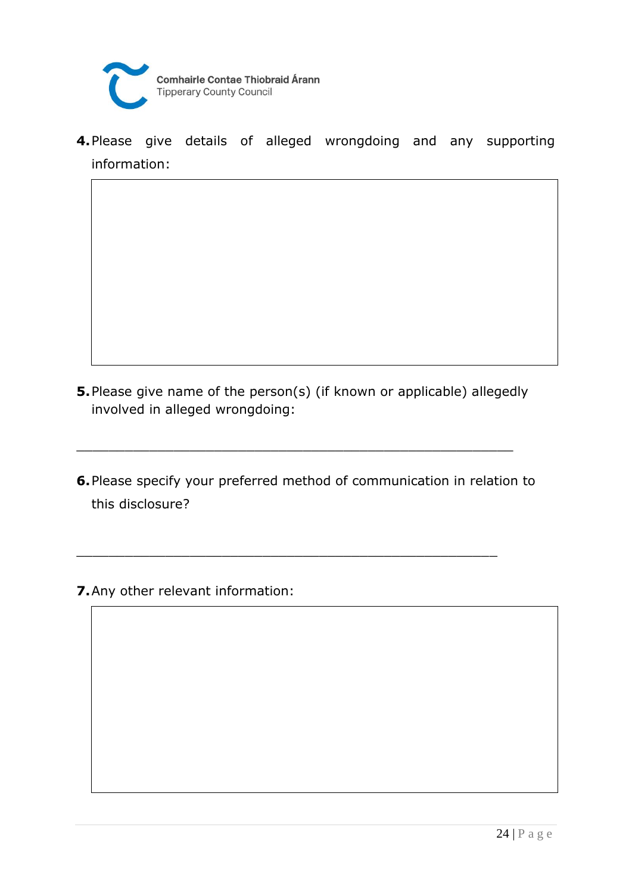Comhairle Contae Thiobraid Árann
Tipperary County Council

4. Please give details of alleged wrongdoing and any supporting information:

| |
|---|
| |

5. Please give name of the person(s) (if known or applicable) allegedly involved in alleged wrongdoing:

\_\_\_\_\_\_\_\_\_\_\_\_\_\_\_\_\_\_\_\_\_\_\_\_\_\_\_\_\_\_\_\_\_\_\_\_\_\_\_\_\_\_\_\_\_\_\_\_\_\_\_\_

6. Please specify your preferred method of communication in relation to this disclosure?

\_\_\_\_\_\_\_\_\_\_\_\_\_\_\_\_\_\_\_\_\_\_\_\_\_\_\_\_\_\_\_\_\_\_\_\_\_\_\_\_\_\_\_\_\_\_\_\_\_\_

7. Any other relevant information:

| |
|---|
| |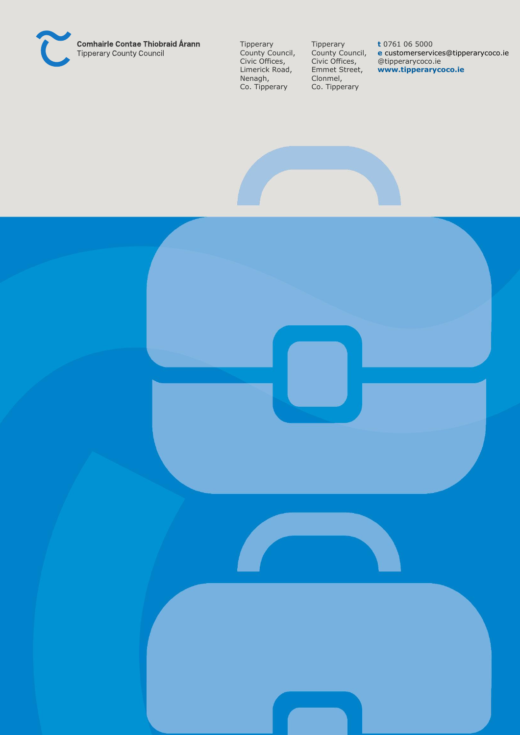Comhairle Contae Thiobraid Árann
Tipperary County Council

Tipperary County Council,
Civic Offices,
Limerick Road,
Nenagh,
Co. Tipperary

Tipperary County Council,
Civic Offices,
Emmet Street,
Clonmel,
Co. Tipperary

**t** 0761 06 5000
**e** customerservices@tipperarycoco.ie
@tipperarycoco.ie
**www.tipperarycoco.ie**